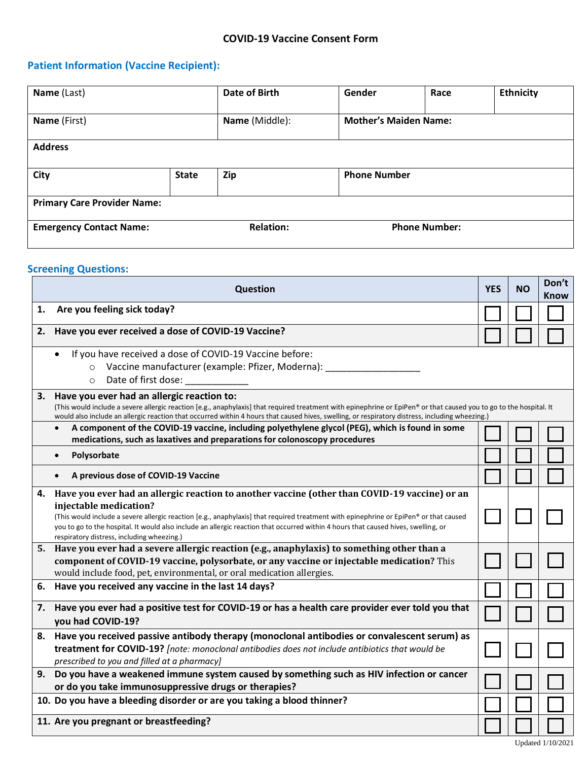# COVID-19 Vaccine Consent Form

## Patient Information (Vaccine Recipient):

| **Name** (Last) | | **Date of Birth** | **Gender** | **Race** | **Ethnicity** |
|---|---|---|---|---|---|
| **Name** (First) | | **Name** (Middle): | **Mother's Maiden Name:** | | |
| **Address** | | | | | |
| **City** | **State** | **Zip** | **Phone Number** | | |
| **Primary Care Provider Name:** | | | | | |
| **Emergency Contact Name:** | | **Relation:** | **Phone Number:** | | |

## Screening Questions:

| Question | YES | NO | Don't Know |
|---|---|---|---|
| **1. Are you feeling sick today?** | ☐ | ☐ | ☐ |
| **2. Have you ever received a dose of COVID-19 Vaccine?** | ☐ | ☐ | ☐ |
| • If you have received a dose of COVID-19 Vaccine before:<br>○ Vaccine manufacturer (example: Pfizer, Moderna): __________________<br>○ Date of first dose: ____________ | | | |
| **3. Have you ever had an allergic reaction to:**<br>(This would include a severe allergic reaction [e.g., anaphylaxis] that required treatment with epinephrine or EpiPen® or that caused you to go to the hospital. It would also include an allergic reaction that occurred within 4 hours that caused hives, swelling, or respiratory distress, including wheezing.) | | | |
| • **A component of the COVID-19 vaccine, including polyethylene glycol (PEG), which is found in some medications, such as laxatives and preparations for colonoscopy procedures** | ☐ | ☐ | ☐ |
| • **Polysorbate** | ☐ | ☐ | ☐ |
| • **A previous dose of COVID-19 Vaccine** | ☐ | ☐ | ☐ |
| **4. Have you ever had an allergic reaction to another vaccine (other than COVID-19 vaccine) or an injectable medication?**<br>(This would include a severe allergic reaction [e.g., anaphylaxis] that required treatment with epinephrine or EpiPen® or that caused you to go to the hospital. It would also include an allergic reaction that occurred within 4 hours that caused hives, swelling, or respiratory distress, including wheezing.) | ☐ | ☐ | ☐ |
| **5. Have you ever had a severe allergic reaction (e.g., anaphylaxis) to something other than a component of COVID-19 vaccine, polysorbate, or any vaccine or injectable medication?** This would include food, pet, environmental, or oral medication allergies. | ☐ | ☐ | ☐ |
| **6. Have you received any vaccine in the last 14 days?** | ☐ | ☐ | ☐ |
| **7. Have you ever had a positive test for COVID-19 or has a health care provider ever told you that you had COVID-19?** | ☐ | ☐ | ☐ |
| **8. Have you received passive antibody therapy (monoclonal antibodies or convalescent serum) as treatment for COVID-19?** *[note: monoclonal antibodies does not include antibiotics that would be prescribed to you and filled at a pharmacy]* | ☐ | ☐ | ☐ |
| **9. Do you have a weakened immune system caused by something such as HIV infection or cancer or do you take immunosuppressive drugs or therapies?** | ☐ | ☐ | ☐ |
| **10. Do you have a bleeding disorder or are you taking a blood thinner?** | ☐ | ☐ | ☐ |
| **11. Are you pregnant or breastfeeding?** | ☐ | ☐ | ☐ |

Updated 1/10/2021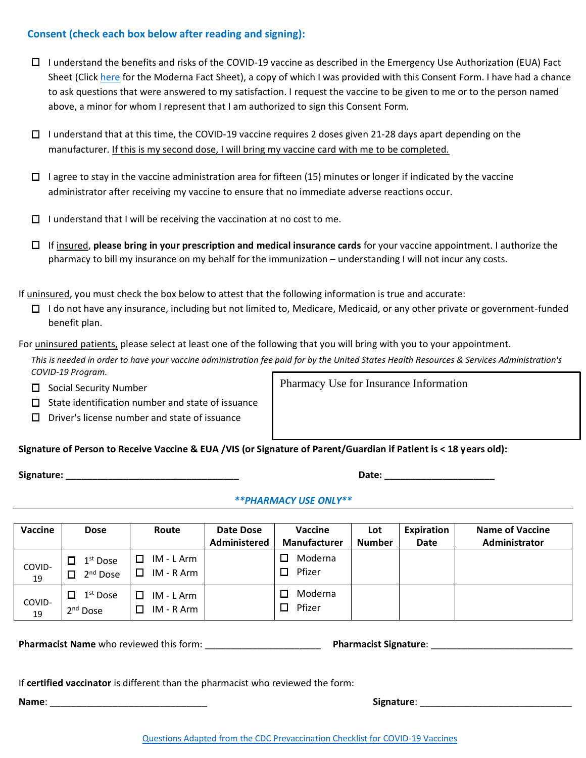## Consent (check each box below after reading and signing):

- ☐ I understand the benefits and risks of the COVID-19 vaccine as described in the Emergency Use Authorization (EUA) Fact Sheet (Click here for the Moderna Fact Sheet), a copy of which I was provided with this Consent Form. I have had a chance to ask questions that were answered to my satisfaction. I request the vaccine to be given to me or to the person named above, a minor for whom I represent that I am authorized to sign this Consent Form.
- ☐ I understand that at this time, the COVID-19 vaccine requires 2 doses given 21-28 days apart depending on the manufacturer. If this is my second dose, I will bring my vaccine card with me to be completed.
- ☐ I agree to stay in the vaccine administration area for fifteen (15) minutes or longer if indicated by the vaccine administrator after receiving my vaccine to ensure that no immediate adverse reactions occur.
- ☐ I understand that I will be receiving the vaccination at no cost to me.
- ☐ If insured, **please bring in your prescription and medical insurance cards** for your vaccine appointment. I authorize the pharmacy to bill my insurance on my behalf for the immunization – understanding I will not incur any costs.

If uninsured, you must check the box below to attest that the following information is true and accurate:

- ☐ I do not have any insurance, including but not limited to, Medicare, Medicaid, or any other private or government-funded benefit plan.

For uninsured patients, please select at least one of the following that you will bring with you to your appointment.

*This is needed in order to have your vaccine administration fee paid for by the United States Health Resources & Services Administration's COVID-19 Program.*

- ☐ Social Security Number
- ☐ State identification number and state of issuance
- ☐ Driver's license number and state of issuance

Pharmacy Use for Insurance Information

**Signature of Person to Receive Vaccine & EUA /VIS (or Signature of Parent/Guardian if Patient is < 18 years old):**

**Signature:** ________________________________ **Date:** ____________________

***\*\*PHARMACY USE ONLY\*\****

| Vaccine | Dose | Route | Date Dose Administered | Vaccine Manufacturer | Lot Number | Expiration Date | Name of Vaccine Administrator |
|---|---|---|---|---|---|---|---|
| COVID-19 | ☐ 1st Dose<br>☐ 2nd Dose | ☐ IM - L Arm<br>☐ IM - R Arm | | ☐ Moderna<br>☐ Pfizer | | | |
| COVID-19 | ☐ 1st Dose<br>2nd Dose | ☐ IM - L Arm<br>☐ IM - R Arm | | ☐ Moderna<br>☐ Pfizer | | | |

**Pharmacist Name** who reviewed this form: ____________________ **Pharmacist Signature**: ________________________

If **certified vaccinator** is different than the pharmacist who reviewed the form:

**Name**: ____________________________ **Signature**: ____________________________

Questions Adapted from the CDC Prevaccination Checklist for COVID-19 Vaccines